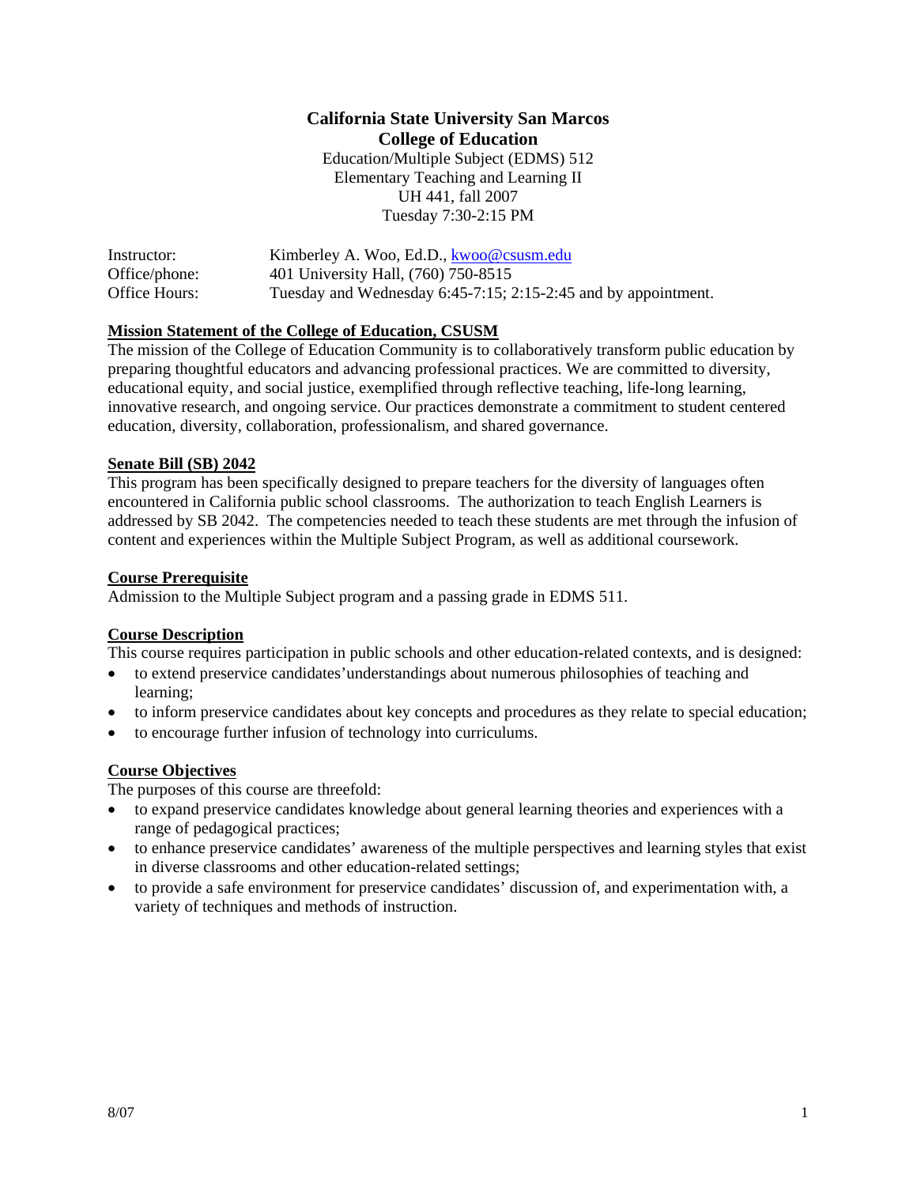**California State University San Marcos**
**College of Education**
Education/Multiple Subject (EDMS) 512
Elementary Teaching and Learning II
UH 441, fall 2007
Tuesday 7:30-2:15 PM

Instructor: Kimberley A. Woo, Ed.D., kwoo@csusm.edu
Office/phone: 401 University Hall, (760) 750-8515
Office Hours: Tuesday and Wednesday 6:45-7:15; 2:15-2:45 and by appointment.

## Mission Statement of the College of Education, CSUSM

The mission of the College of Education Community is to collaboratively transform public education by preparing thoughtful educators and advancing professional practices. We are committed to diversity, educational equity, and social justice, exemplified through reflective teaching, life-long learning, innovative research, and ongoing service. Our practices demonstrate a commitment to student centered education, diversity, collaboration, professionalism, and shared governance.

## Senate Bill (SB) 2042

This program has been specifically designed to prepare teachers for the diversity of languages often encountered in California public school classrooms. The authorization to teach English Learners is addressed by SB 2042. The competencies needed to teach these students are met through the infusion of content and experiences within the Multiple Subject Program, as well as additional coursework.

## Course Prerequisite

Admission to the Multiple Subject program and a passing grade in EDMS 511.

## Course Description

This course requires participation in public schools and other education-related contexts, and is designed:

- to extend preservice candidates'understandings about numerous philosophies of teaching and learning;
- to inform preservice candidates about key concepts and procedures as they relate to special education;
- to encourage further infusion of technology into curriculums.

## Course Objectives

The purposes of this course are threefold:

- to expand preservice candidates knowledge about general learning theories and experiences with a range of pedagogical practices;
- to enhance preservice candidates' awareness of the multiple perspectives and learning styles that exist in diverse classrooms and other education-related settings;
- to provide a safe environment for preservice candidates' discussion of, and experimentation with, a variety of techniques and methods of instruction.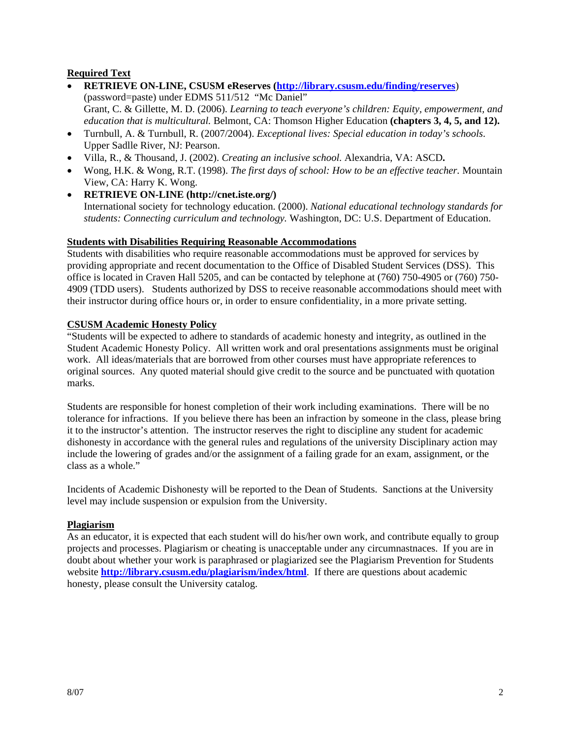**Required Text**

- **RETRIEVE ON-LINE, CSUSM eReserves (http://library.csusm.edu/finding/reserves)** (password=paste) under EDMS 511/512 "Mc Daniel"
  Grant, C. & Gillette, M. D. (2006). *Learning to teach everyone's children: Equity, empowerment, and education that is multicultural.* Belmont, CA: Thomson Higher Education **(chapters 3, 4, 5, and 12).**
- Turnbull, A. & Turnbull, R. (2007/2004). *Exceptional lives: Special education in today's schools*. Upper Sadlle River, NJ: Pearson.
- Villa, R., & Thousand, J. (2002). *Creating an inclusive school.* Alexandria, VA: ASCD**.**
- Wong, H.K. & Wong, R.T. (1998). *The first days of school: How to be an effective teacher.* Mountain View, CA: Harry K. Wong.
- **RETRIEVE ON-LINE (http://cnet.iste.org/)**
  International society for technology education. (2000). *National educational technology standards for students: Connecting curriculum and technology.* Washington, DC: U.S. Department of Education.

**Students with Disabilities Requiring Reasonable Accommodations**

Students with disabilities who require reasonable accommodations must be approved for services by providing appropriate and recent documentation to the Office of Disabled Student Services (DSS). This office is located in Craven Hall 5205, and can be contacted by telephone at (760) 750-4905 or (760) 750-4909 (TDD users). Students authorized by DSS to receive reasonable accommodations should meet with their instructor during office hours or, in order to ensure confidentiality, in a more private setting.

**CSUSM Academic Honesty Policy**

"Students will be expected to adhere to standards of academic honesty and integrity, as outlined in the Student Academic Honesty Policy. All written work and oral presentations assignments must be original work. All ideas/materials that are borrowed from other courses must have appropriate references to original sources. Any quoted material should give credit to the source and be punctuated with quotation marks.

Students are responsible for honest completion of their work including examinations. There will be no tolerance for infractions. If you believe there has been an infraction by someone in the class, please bring it to the instructor's attention. The instructor reserves the right to discipline any student for academic dishonesty in accordance with the general rules and regulations of the university Disciplinary action may include the lowering of grades and/or the assignment of a failing grade for an exam, assignment, or the class as a whole."

Incidents of Academic Dishonesty will be reported to the Dean of Students. Sanctions at the University level may include suspension or expulsion from the University.

**Plagiarism**

As an educator, it is expected that each student will do his/her own work, and contribute equally to group projects and processes. Plagiarism or cheating is unacceptable under any circumnastnaces. If you are in doubt about whether your work is paraphrased or plagiarized see the Plagiarism Prevention for Students website **http://library.csusm.edu/plagiarism/index/html**. If there are questions about academic honesty, please consult the University catalog.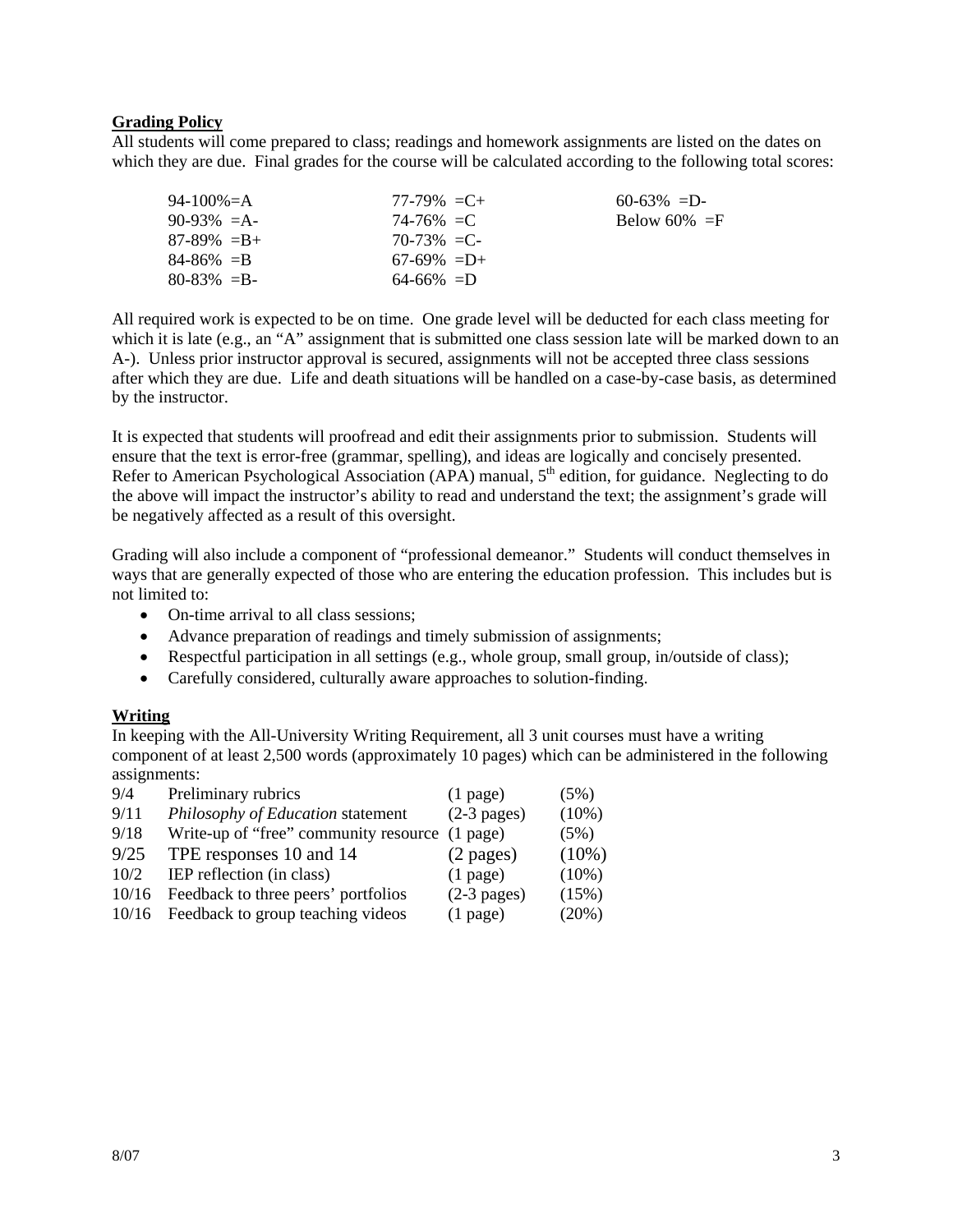**Grading Policy**

All students will come prepared to class; readings and homework assignments are listed on the dates on which they are due. Final grades for the course will be calculated according to the following total scores:

| | | |
|---|---|---|
| 94-100%=A | 77-79% =C+ | 60-63% =D- |
| 90-93% =A- | 74-76% =C | Below 60% =F |
| 87-89% =B+ | 70-73% =C- | |
| 84-86% =B | 67-69% =D+ | |
| 80-83% =B- | 64-66% =D | |

All required work is expected to be on time. One grade level will be deducted for each class meeting for which it is late (e.g., an "A" assignment that is submitted one class session late will be marked down to an A-). Unless prior instructor approval is secured, assignments will not be accepted three class sessions after which they are due. Life and death situations will be handled on a case-by-case basis, as determined by the instructor.

It is expected that students will proofread and edit their assignments prior to submission. Students will ensure that the text is error-free (grammar, spelling), and ideas are logically and concisely presented. Refer to American Psychological Association (APA) manual, 5th edition, for guidance. Neglecting to do the above will impact the instructor's ability to read and understand the text; the assignment's grade will be negatively affected as a result of this oversight.

Grading will also include a component of "professional demeanor." Students will conduct themselves in ways that are generally expected of those who are entering the education profession. This includes but is not limited to:

- On-time arrival to all class sessions;
- Advance preparation of readings and timely submission of assignments;
- Respectful participation in all settings (e.g., whole group, small group, in/outside of class);
- Carefully considered, culturally aware approaches to solution-finding.

**Writing**

In keeping with the All-University Writing Requirement, all 3 unit courses must have a writing component of at least 2,500 words (approximately 10 pages) which can be administered in the following assignments:

| | | | |
|---|---|---|---|
| 9/4 | Preliminary rubrics | (1 page) | (5%) |
| 9/11 | *Philosophy of Education* statement | (2-3 pages) | (10%) |
| 9/18 | Write-up of "free" community resource | (1 page) | (5%) |
| 9/25 | TPE responses 10 and 14 | (2 pages) | (10%) |
| 10/2 | IEP reflection (in class) | (1 page) | (10%) |
| 10/16 | Feedback to three peers' portfolios | (2-3 pages) | (15%) |
| 10/16 | Feedback to group teaching videos | (1 page) | (20%) |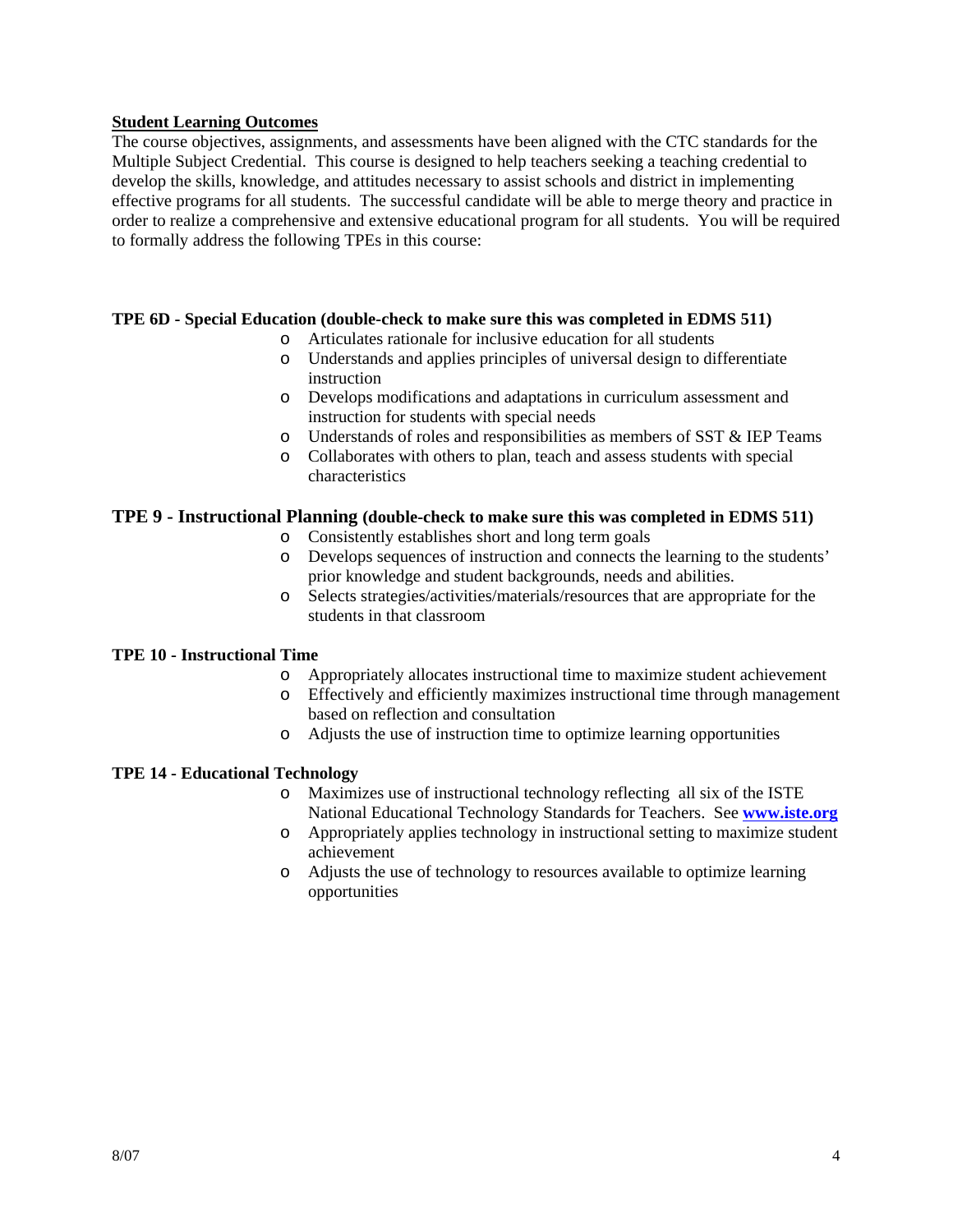## Student Learning Outcomes

The course objectives, assignments, and assessments have been aligned with the CTC standards for the Multiple Subject Credential. This course is designed to help teachers seeking a teaching credential to develop the skills, knowledge, and attitudes necessary to assist schools and district in implementing effective programs for all students. The successful candidate will be able to merge theory and practice in order to realize a comprehensive and extensive educational program for all students. You will be required to formally address the following TPEs in this course:

**TPE 6D - Special Education (double-check to make sure this was completed in EDMS 511)**

- Articulates rationale for inclusive education for all students
- Understands and applies principles of universal design to differentiate instruction
- Develops modifications and adaptations in curriculum assessment and instruction for students with special needs
- Understands of roles and responsibilities as members of SST & IEP Teams
- Collaborates with others to plan, teach and assess students with special characteristics

**TPE 9 - Instructional Planning (double-check to make sure this was completed in EDMS 511)**

- Consistently establishes short and long term goals
- Develops sequences of instruction and connects the learning to the students' prior knowledge and student backgrounds, needs and abilities.
- Selects strategies/activities/materials/resources that are appropriate for the students in that classroom

**TPE 10 - Instructional Time**

- Appropriately allocates instructional time to maximize student achievement
- Effectively and efficiently maximizes instructional time through management based on reflection and consultation
- Adjusts the use of instruction time to optimize learning opportunities

**TPE 14 - Educational Technology**

- Maximizes use of instructional technology reflecting all six of the ISTE National Educational Technology Standards for Teachers. See **www.iste.org**
- Appropriately applies technology in instructional setting to maximize student achievement
- Adjusts the use of technology to resources available to optimize learning opportunities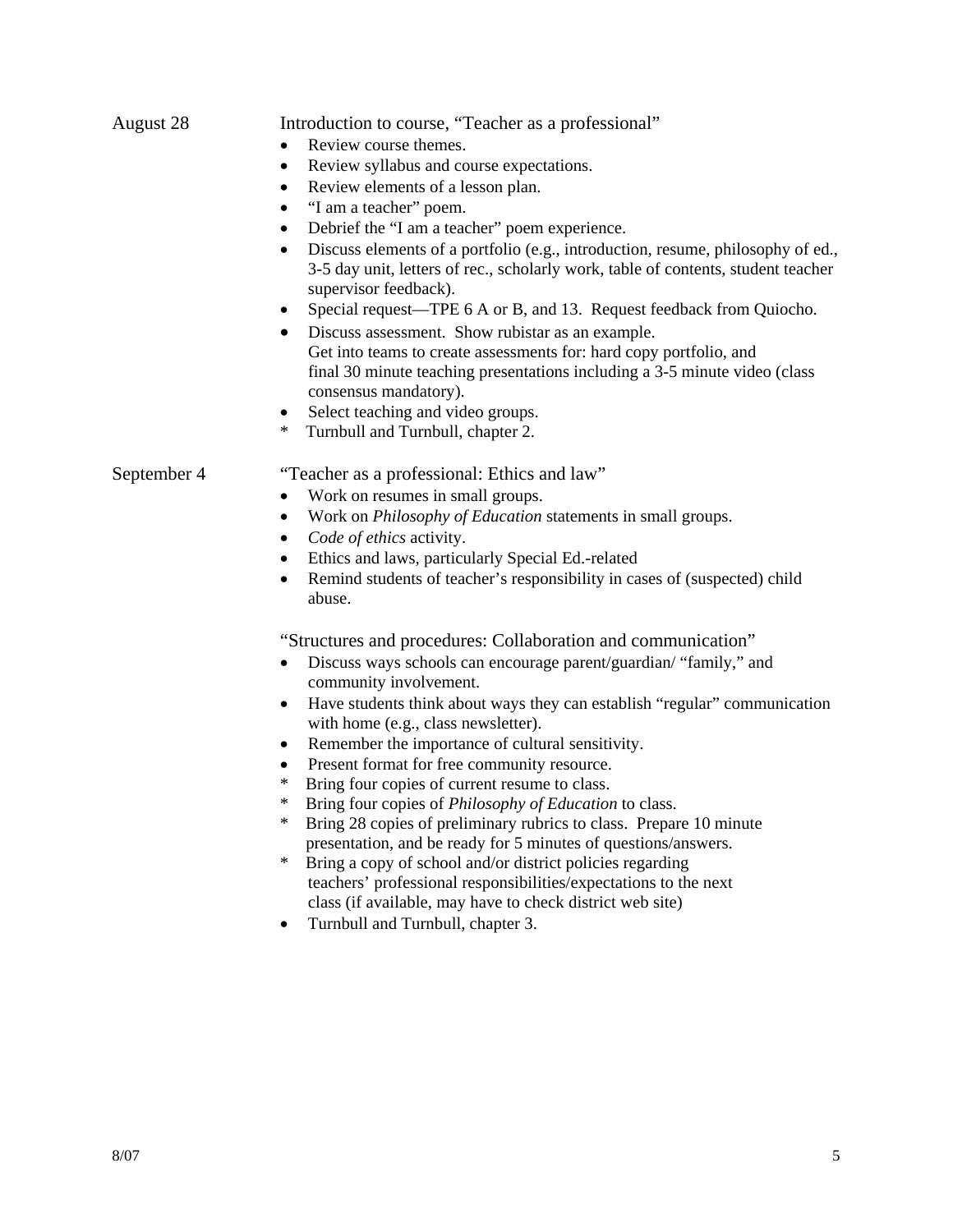**August 28**

Introduction to course, "Teacher as a professional"

- Review course themes.
- Review syllabus and course expectations.
- Review elements of a lesson plan.
- "I am a teacher" poem.
- Debrief the "I am a teacher" poem experience.
- Discuss elements of a portfolio (e.g., introduction, resume, philosophy of ed., 3-5 day unit, letters of rec., scholarly work, table of contents, student teacher supervisor feedback).
- Special request—TPE 6 A or B, and 13. Request feedback from Quiocho.
- Discuss assessment. Show rubistar as an example.
  Get into teams to create assessments for: hard copy portfolio, and final 30 minute teaching presentations including a 3-5 minute video (class consensus mandatory).
- Select teaching and video groups.

\* Turnbull and Turnbull, chapter 2.

**September 4**

"Teacher as a professional: Ethics and law"

- Work on resumes in small groups.
- Work on *Philosophy of Education* statements in small groups.
- *Code of ethics* activity.
- Ethics and laws, particularly Special Ed.-related
- Remind students of teacher's responsibility in cases of (suspected) child abuse.

"Structures and procedures: Collaboration and communication"

- Discuss ways schools can encourage parent/guardian/ "family," and community involvement.
- Have students think about ways they can establish "regular" communication with home (e.g., class newsletter).
- Remember the importance of cultural sensitivity.
- Present format for free community resource.

\* Bring four copies of current resume to class.
\* Bring four copies of *Philosophy of Education* to class.
\* Bring 28 copies of preliminary rubrics to class. Prepare 10 minute presentation, and be ready for 5 minutes of questions/answers.
\* Bring a copy of school and/or district policies regarding teachers' professional responsibilities/expectations to the next class (if available, may have to check district web site)

- Turnbull and Turnbull, chapter 3.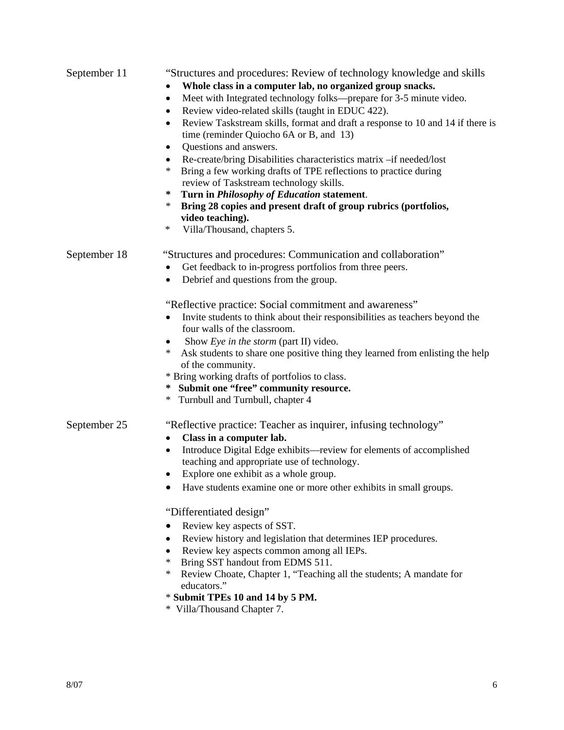September 11 "Structures and procedures: Review of technology knowledge and skills

- **Whole class in a computer lab, no organized group snacks.**
- Meet with Integrated technology folks—prepare for 3-5 minute video.
- Review video-related skills (taught in EDUC 422).
- Review Taskstream skills, format and draft a response to 10 and 14 if there is time (reminder Quiocho 6A or B, and 13)
- Questions and answers.
- Re-create/bring Disabilities characteristics matrix –if needed/lost

\* Bring a few working drafts of TPE reflections to practice during review of Taskstream technology skills.

**\* Turn in *Philosophy of Education* statement**.

\* **Bring 28 copies and present draft of group rubrics (portfolios, video teaching).**

\* Villa/Thousand, chapters 5.

September 18 "Structures and procedures: Communication and collaboration"

- Get feedback to in-progress portfolios from three peers.
- Debrief and questions from the group.

"Reflective practice: Social commitment and awareness"

- Invite students to think about their responsibilities as teachers beyond the four walls of the classroom.
- Show *Eye in the storm* (part II) video.

\* Ask students to share one positive thing they learned from enlisting the help of the community.

\* Bring working drafts of portfolios to class.

**\* Submit one "free" community resource.**

\* Turnbull and Turnbull, chapter 4

September 25 "Reflective practice: Teacher as inquirer, infusing technology"

- **Class in a computer lab.**
- Introduce Digital Edge exhibits—review for elements of accomplished teaching and appropriate use of technology.
- Explore one exhibit as a whole group.
- Have students examine one or more other exhibits in small groups.

"Differentiated design"

- Review key aspects of SST.
- Review history and legislation that determines IEP procedures.
- Review key aspects common among all IEPs.

\* Bring SST handout from EDMS 511.

\* Review Choate, Chapter 1, "Teaching all the students; A mandate for educators."

\* **Submit TPEs 10 and 14 by 5 PM.**

\* Villa/Thousand Chapter 7.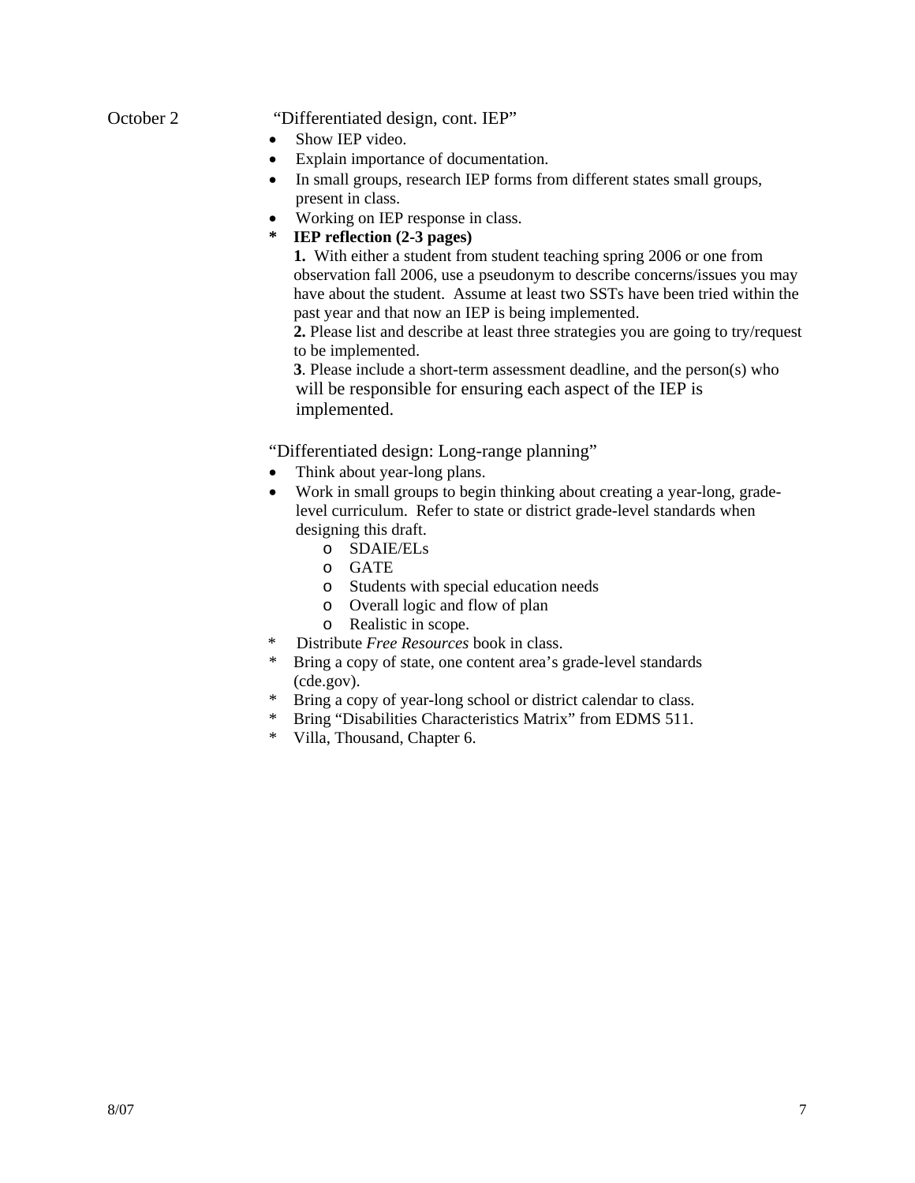October 2 “Differentiated design, cont. IEP”

- Show IEP video.
- Explain importance of documentation.
- In small groups, research IEP forms from different states small groups, present in class.
- Working on IEP response in class.

\* **IEP reflection (2-3 pages)**

**1.** With either a student from student teaching spring 2006 or one from observation fall 2006, use a pseudonym to describe concerns/issues you may have about the student. Assume at least two SSTs have been tried within the past year and that now an IEP is being implemented.

**2.** Please list and describe at least three strategies you are going to try/request to be implemented.

**3**. Please include a short-term assessment deadline, and the person(s) who will be responsible for ensuring each aspect of the IEP is implemented.

“Differentiated design: Long-range planning”

- Think about year-long plans.
- Work in small groups to begin thinking about creating a year-long, grade-level curriculum. Refer to state or district grade-level standards when designing this draft.
  - SDAIE/ELs
  - GATE
  - Students with special education needs
  - Overall logic and flow of plan
  - Realistic in scope.

\* Distribute *Free Resources* book in class.

\* Bring a copy of state, one content area’s grade-level standards (cde.gov).

\* Bring a copy of year-long school or district calendar to class.

\* Bring “Disabilities Characteristics Matrix” from EDMS 511.

\* Villa, Thousand, Chapter 6.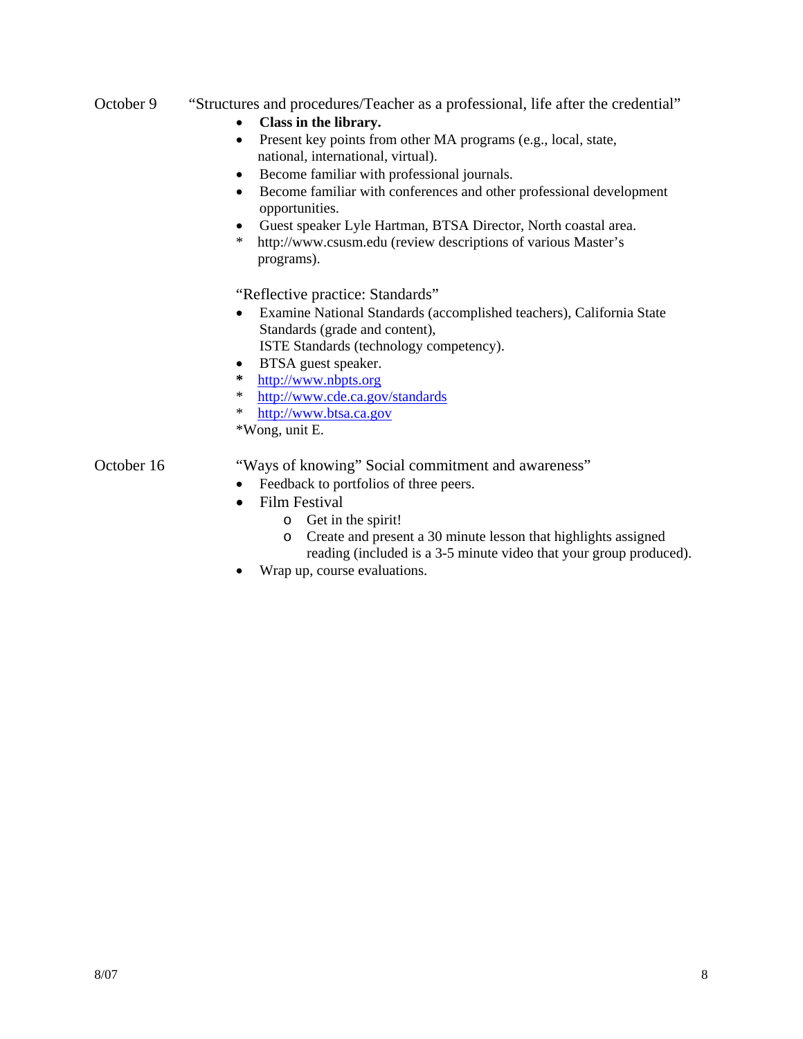October 9 “Structures and procedures/Teacher as a professional, life after the credential”

- **Class in the library.**
- Present key points from other MA programs (e.g., local, state, national, international, virtual).
- Become familiar with professional journals.
- Become familiar with conferences and other professional development opportunities.
- Guest speaker Lyle Hartman, BTSA Director, North coastal area.

\* http://www.csusm.edu (review descriptions of various Master’s programs).

“Reflective practice: Standards”

- Examine National Standards (accomplished teachers), California State Standards (grade and content),
  ISTE Standards (technology competency).
- BTSA guest speaker.

\* http://www.nbpts.org
\* http://www.cde.ca.gov/standards
\* http://www.btsa.ca.gov
\*Wong, unit E.

October 16 “Ways of knowing” Social commitment and awareness”

- Feedback to portfolios of three peers.
- Film Festival
  - Get in the spirit!
  - Create and present a 30 minute lesson that highlights assigned reading (included is a 3-5 minute video that your group produced).
- Wrap up, course evaluations.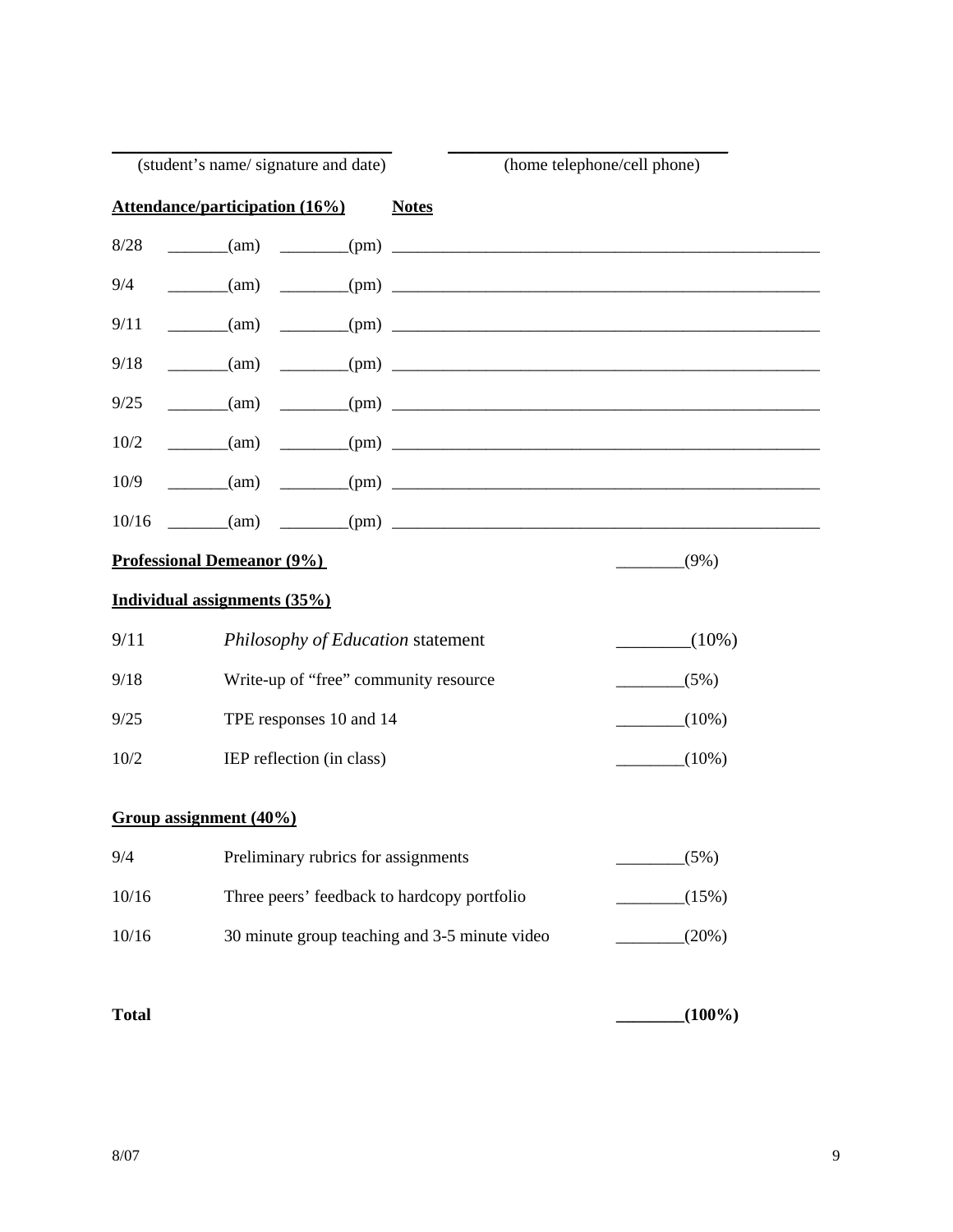_______________________________ (student's name/ signature and date)

_______________________________ (home telephone/cell phone)

**Attendance/participation (16%)** **Notes**

8/28 _______(am) ________(pm) ____________________________________________________

9/4 _______(am) ________(pm) ____________________________________________________

9/11 _______(am) ________(pm) ____________________________________________________

9/18 _______(am) ________(pm) ____________________________________________________

9/25 _______(am) ________(pm) ____________________________________________________

10/2 _______(am) ________(pm) ____________________________________________________

10/9 _______(am) ________(pm) ____________________________________________________

10/16 _______(am) ________(pm) ____________________________________________________

**Professional Demeanor (9%)** ________(9%)

**Individual assignments (35%)**

| | | |
|---|---|---|
| 9/11 | *Philosophy of Education* statement | ________(10%) |
| 9/18 | Write-up of "free" community resource | ________(5%) |
| 9/25 | TPE responses 10 and 14 | ________(10%) |
| 10/2 | IEP reflection (in class) | ________(10%) |

**Group assignment (40%)**

| | | |
|---|---|---|
| 9/4 | Preliminary rubrics for assignments | ________(5%) |
| 10/16 | Three peers' feedback to hardcopy portfolio | ________(15%) |
| 10/16 | 30 minute group teaching and 3-5 minute video | ________(20%) |

**Total** **________(100%)**

8/07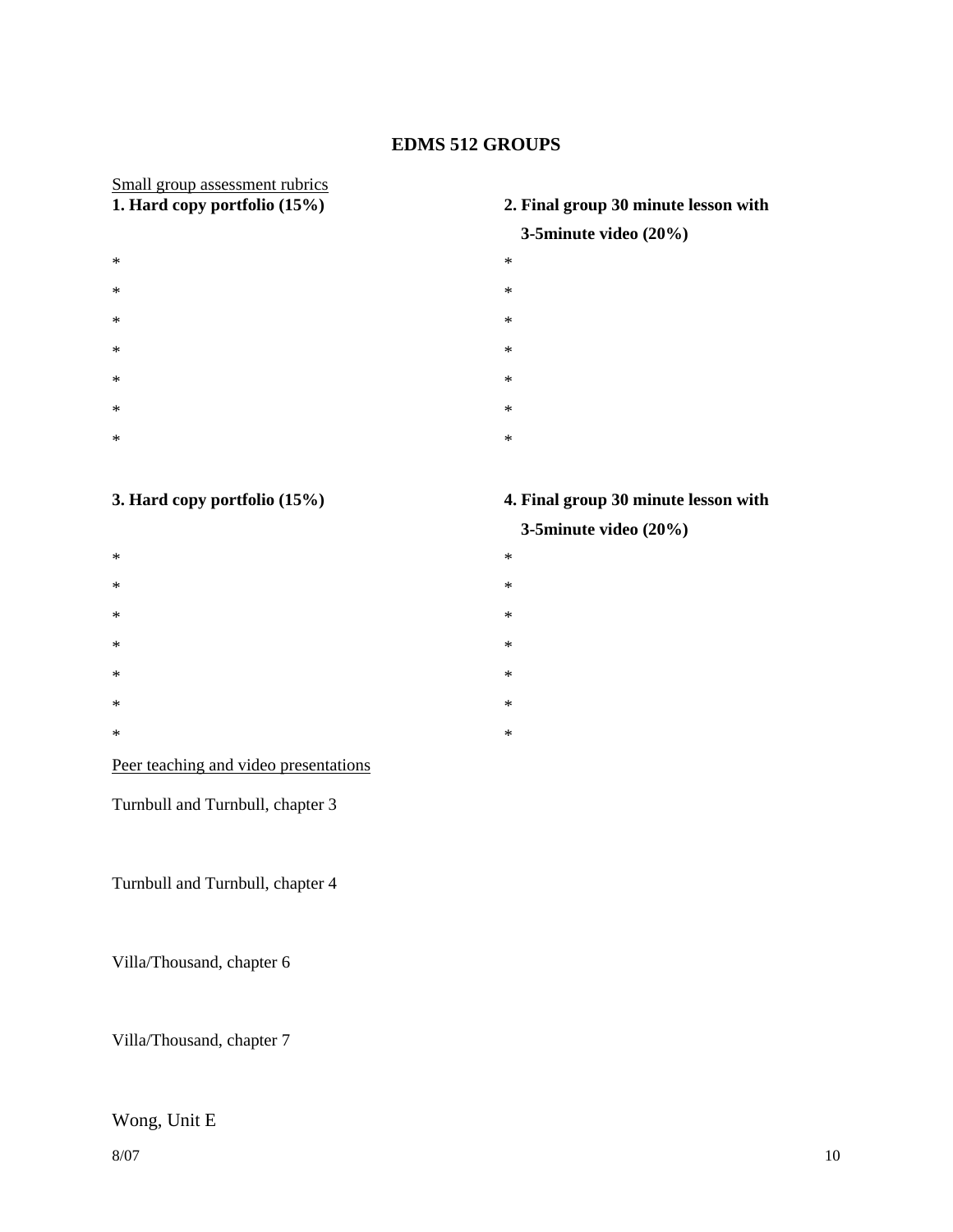# EDMS 512 GROUPS

Small group assessment rubrics

**1. Hard copy portfolio (15%)**

*
*
*
*
*
*
*

**2. Final group 30 minute lesson with 3-5minute video (20%)**

*
*
*
*
*
*
*

**3. Hard copy portfolio (15%)**

*
*
*
*
*
*
*

**4. Final group 30 minute lesson with 3-5minute video (20%)**

*
*
*
*
*
*
*

Peer teaching and video presentations

Turnbull and Turnbull, chapter 3

Turnbull and Turnbull, chapter 4

Villa/Thousand, chapter 6

Villa/Thousand, chapter 7

Wong, Unit E

8/07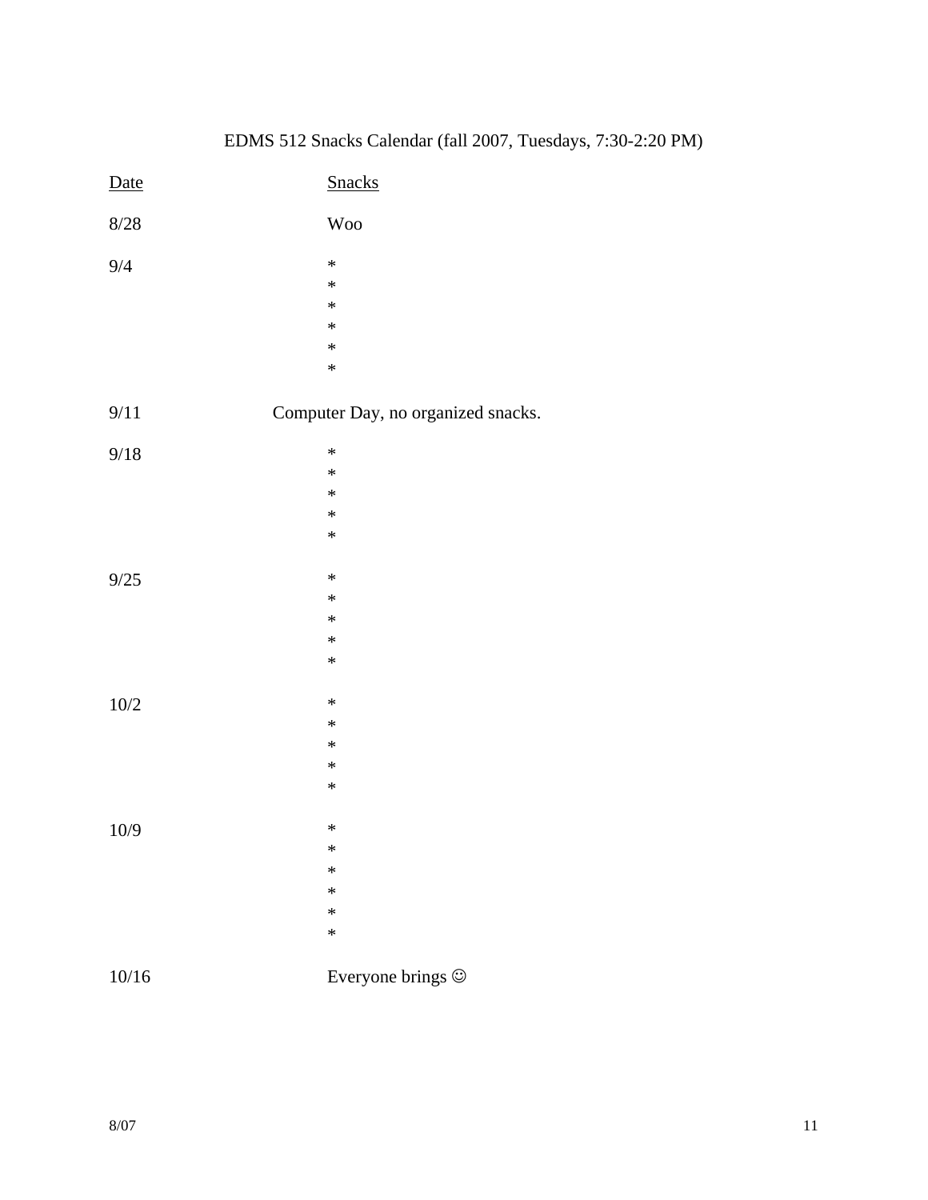EDMS 512 Snacks Calendar (fall 2007, Tuesdays, 7:30-2:20 PM)

| Date | Snacks |
|---|---|
| 8/28 | Woo |
| 9/4 | * <br> * <br> * <br> * <br> * <br> * |
| 9/11 | Computer Day, no organized snacks. |
| 9/18 | * <br> * <br> * <br> * <br> * |
| 9/25 | * <br> * <br> * <br> * <br> * |
| 10/2 | * <br> * <br> * <br> * <br> * |
| 10/9 | * <br> * <br> * <br> * <br> * <br> * |
| 10/16 | Everyone brings ☺ |

8/07